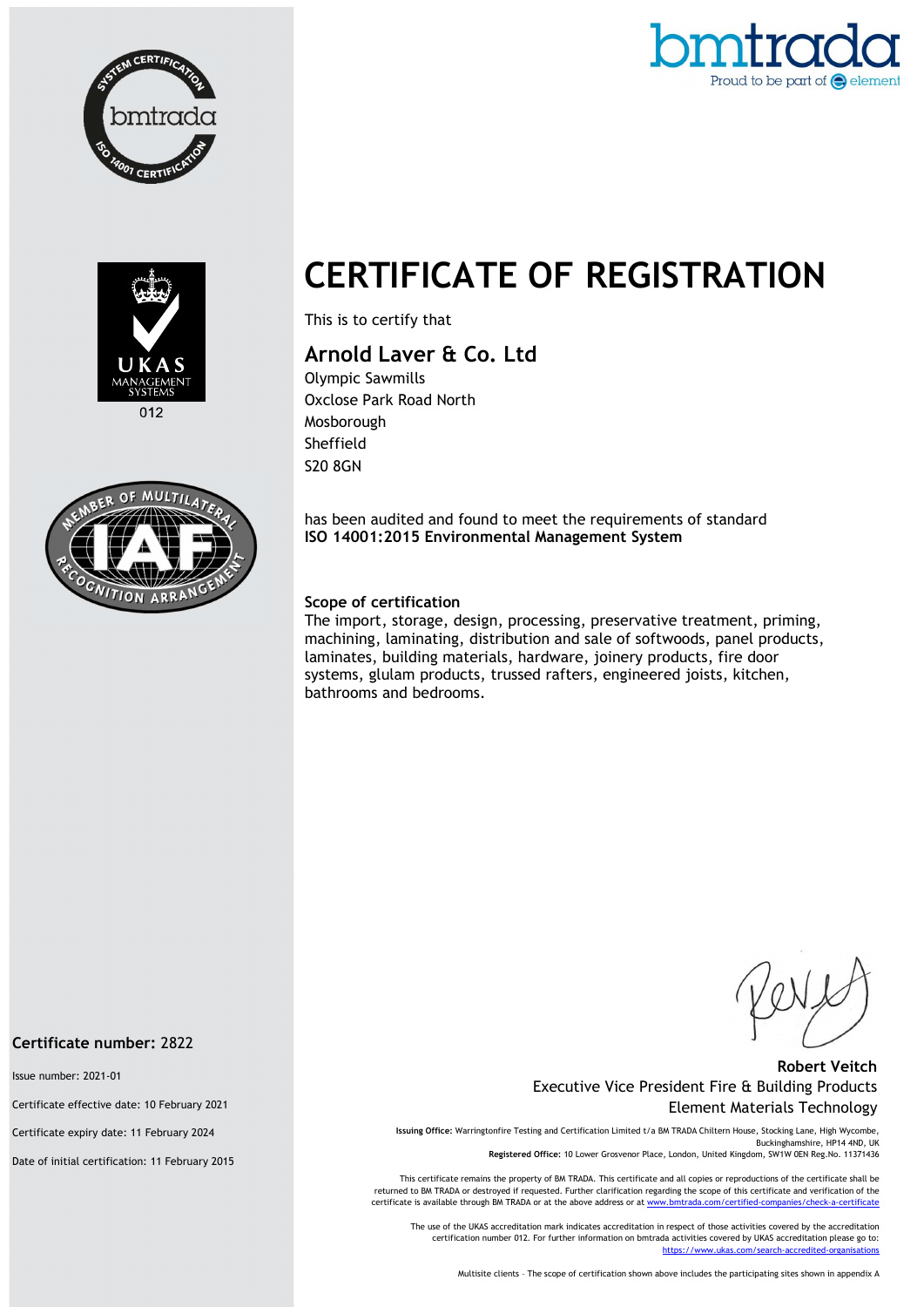# CERTIFICATE OF REGISTRATION

This is to certify that

## Arnold Laver & Co. Ltd

Olympic Sawmills
Oxclose Park Road North
Mosborough
Sheffield
S20 8GN

has been audited and found to meet the requirements of standard
**ISO 14001:2015 Environmental Management System**

**Scope of certification**

The import, storage, design, processing, preservative treatment, priming, machining, laminating, distribution and sale of softwoods, panel products, laminates, building materials, hardware, joinery products, fire door systems, glulam products, trussed rafters, engineered joists, kitchen, bathrooms and bedrooms.

**Certificate number:** 2822

Issue number: 2021-01

Certificate effective date: 10 February 2021

Certificate expiry date: 11 February 2024

Date of initial certification: 11 February 2015

**Robert Veitch**
Executive Vice President Fire & Building Products
Element Materials Technology

**Issuing Office:** Warringtonfire Testing and Certification Limited t/a BM TRADA Chiltern House, Stocking Lane, High Wycombe, Buckinghamshire, HP14 4ND, UK
**Registered Office:** 10 Lower Grosvenor Place, London, United Kingdom, SW1W 0EN Reg.No. 11371436

This certificate remains the property of BM TRADA. This certificate and all copies or reproductions of the certificate shall be returned to BM TRADA or destroyed if requested. Further clarification regarding the scope of this certificate and verification of the certificate is available through BM TRADA or at the above address or at www.bmtrada.com/certified-companies/check-a-certificate

The use of the UKAS accreditation mark indicates accreditation in respect of those activities covered by the accreditation certification number 012. For further information on bmtrada activities covered by UKAS accreditation please go to: https://www.ukas.com/search-accredited-organisations

Multisite clients – The scope of certification shown above includes the participating sites shown in appendix A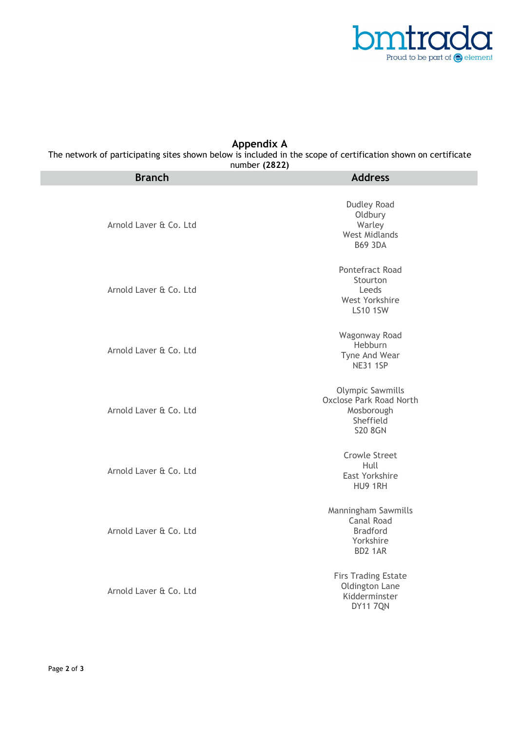## Appendix A

The network of participating sites shown below is included in the scope of certification shown on certificate number **(2822)**

| Branch | Address |
|---|---|
| Arnold Laver & Co. Ltd | Dudley Road<br>Oldbury<br>Warley<br>West Midlands<br>B69 3DA |
| Arnold Laver & Co. Ltd | Pontefract Road<br>Stourton<br>Leeds<br>West Yorkshire<br>LS10 1SW |
| Arnold Laver & Co. Ltd | Wagonway Road<br>Hebburn<br>Tyne And Wear<br>NE31 1SP |
| Arnold Laver & Co. Ltd | Olympic Sawmills<br>Oxclose Park Road North<br>Mosborough<br>Sheffield<br>S20 8GN |
| Arnold Laver & Co. Ltd | Crowle Street<br>Hull<br>East Yorkshire<br>HU9 1RH |
| Arnold Laver & Co. Ltd | Manningham Sawmills<br>Canal Road<br>Bradford<br>Yorkshire<br>BD2 1AR |
| Arnold Laver & Co. Ltd | Firs Trading Estate<br>Oldington Lane<br>Kidderminster<br>DY11 7QN |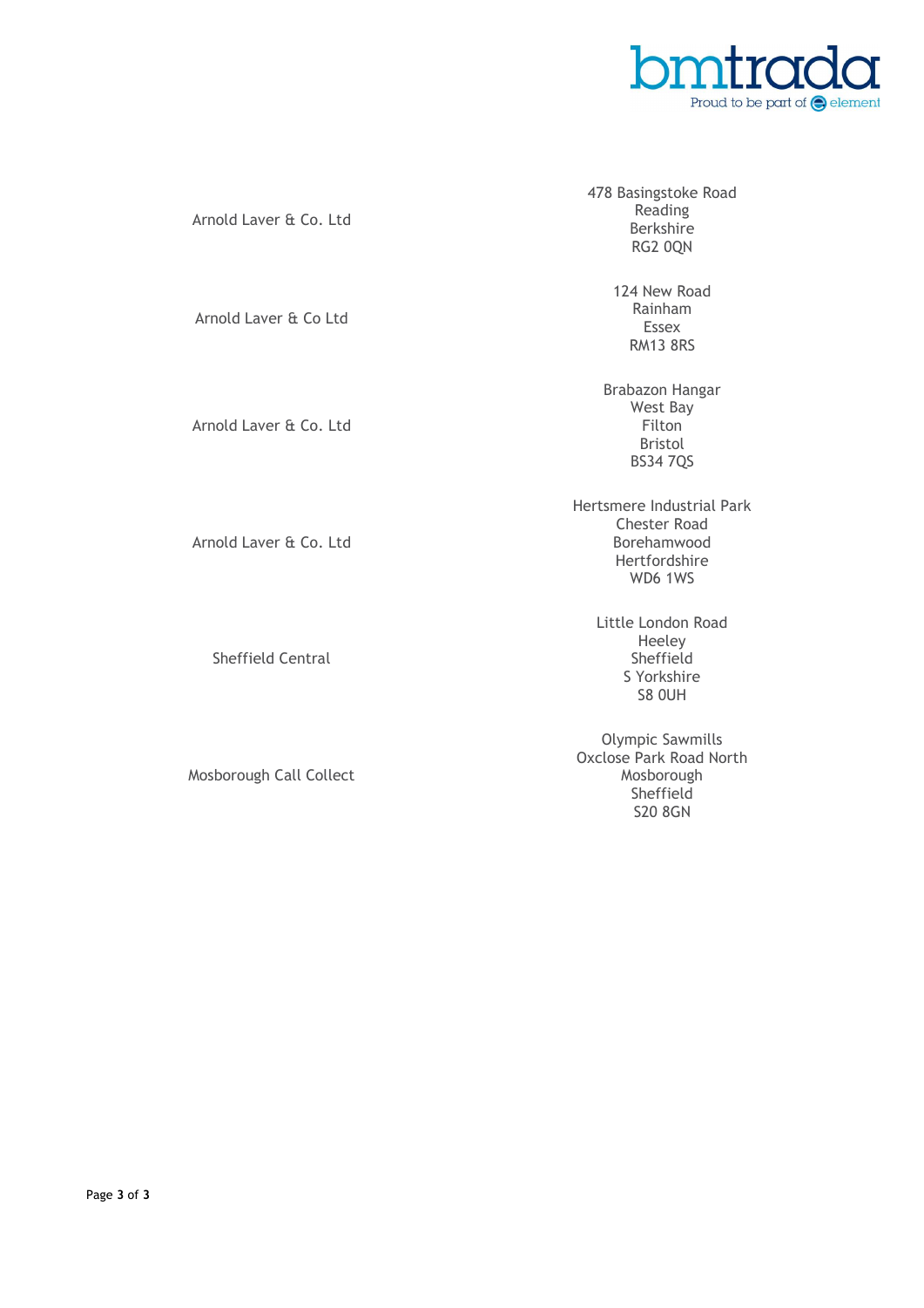| | |
|---|---|
| Arnold Laver & Co. Ltd | 478 Basingstoke Road<br>Reading<br>Berkshire<br>RG2 0QN |
| Arnold Laver & Co Ltd | 124 New Road<br>Rainham<br>Essex<br>RM13 8RS |
| Arnold Laver & Co. Ltd | Brabazon Hangar<br>West Bay<br>Filton<br>Bristol<br>BS34 7QS |
| Arnold Laver & Co. Ltd | Hertsmere Industrial Park<br>Chester Road<br>Borehamwood<br>Hertfordshire<br>WD6 1WS |
| Sheffield Central | Little London Road<br>Heeley<br>Sheffield<br>S Yorkshire<br>S8 0UH |
| Mosborough Call Collect | Olympic Sawmills<br>Oxclose Park Road North<br>Mosborough<br>Sheffield<br>S20 8GN |